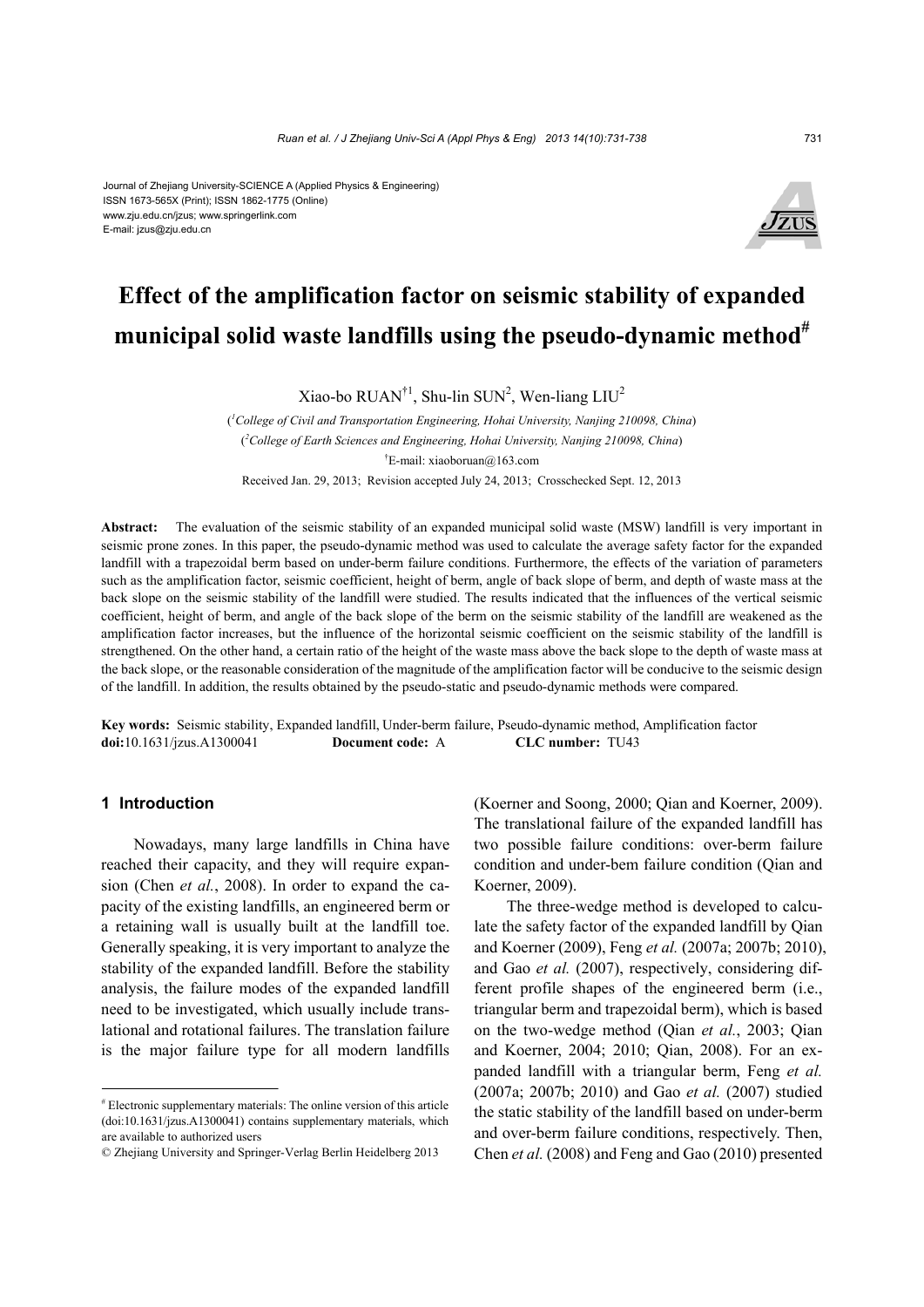Journal of Zhejiang University-SCIENCE A (Applied Physics & Engineering)
ISSN 1673-565X (Print); ISSN 1862-1775 (Online)
www.zju.edu.cn/jzus; www.springerlink.com
E-mail: jzus@zju.edu.cn

# Effect of the amplification factor on seismic stability of expanded municipal solid waste landfills using the pseudo-dynamic method[#]

Xiao-bo RUAN[†1], Shu-lin SUN[2], Wen-liang LIU[2]

([1]College of Civil and Transportation Engineering, Hohai University, Nanjing 210098, China)

([2]College of Earth Sciences and Engineering, Hohai University, Nanjing 210098, China)

[†]E-mail: xiaoboruan@163.com

Received Jan. 29, 2013; Revision accepted July 24, 2013; Crosschecked Sept. 12, 2013

**Abstract:** The evaluation of the seismic stability of an expanded municipal solid waste (MSW) landfill is very important in seismic prone zones. In this paper, the pseudo-dynamic method was used to calculate the average safety factor for the expanded landfill with a trapezoidal berm based on under-berm failure conditions. Furthermore, the effects of the variation of parameters such as the amplification factor, seismic coefficient, height of berm, angle of back slope of berm, and depth of waste mass at the back slope on the seismic stability of the landfill were studied. The results indicated that the influences of the vertical seismic coefficient, height of berm, and angle of the back slope of the berm on the seismic stability of the landfill are weakened as the amplification factor increases, but the influence of the horizontal seismic coefficient on the seismic stability of the landfill is strengthened. On the other hand, a certain ratio of the height of the waste mass above the back slope to the depth of waste mass at the back slope, or the reasonable consideration of the magnitude of the amplification factor will be conducive to the seismic design of the landfill. In addition, the results obtained by the pseudo-static and pseudo-dynamic methods were compared.

**Key words:** Seismic stability, Expanded landfill, Under-berm failure, Pseudo-dynamic method, Amplification factor
**doi:**10.1631/jzus.A1300041 **Document code:** A **CLC number:** TU43

## 1 Introduction

Nowadays, many large landfills in China have reached their capacity, and they will require expansion (Chen *et al.*, 2008). In order to expand the capacity of the existing landfills, an engineered berm or a retaining wall is usually built at the landfill toe. Generally speaking, it is very important to analyze the stability of the expanded landfill. Before the stability analysis, the failure modes of the expanded landfill need to be investigated, which usually include translational and rotational failures. The translation failure is the major failure type for all modern landfills (Koerner and Soong, 2000; Qian and Koerner, 2009). The translational failure of the expanded landfill has two possible failure conditions: over-berm failure condition and under-bem failure condition (Qian and Koerner, 2009).

The three-wedge method is developed to calculate the safety factor of the expanded landfill by Qian and Koerner (2009), Feng *et al.* (2007a; 2007b; 2010), and Gao *et al.* (2007), respectively, considering different profile shapes of the engineered berm (i.e., triangular berm and trapezoidal berm), which is based on the two-wedge method (Qian *et al.*, 2003; Qian and Koerner, 2004; 2010; Qian, 2008). For an expanded landfill with a triangular berm, Feng *et al.* (2007a; 2007b; 2010) and Gao *et al.* (2007) studied the static stability of the landfill based on under-berm and over-berm failure conditions, respectively. Then, Chen *et al.* (2008) and Feng and Gao (2010) presented

---

[#] Electronic supplementary materials: The online version of this article (doi:10.1631/jzus.A1300041) contains supplementary materials, which are available to authorized users

© Zhejiang University and Springer-Verlag Berlin Heidelberg 2013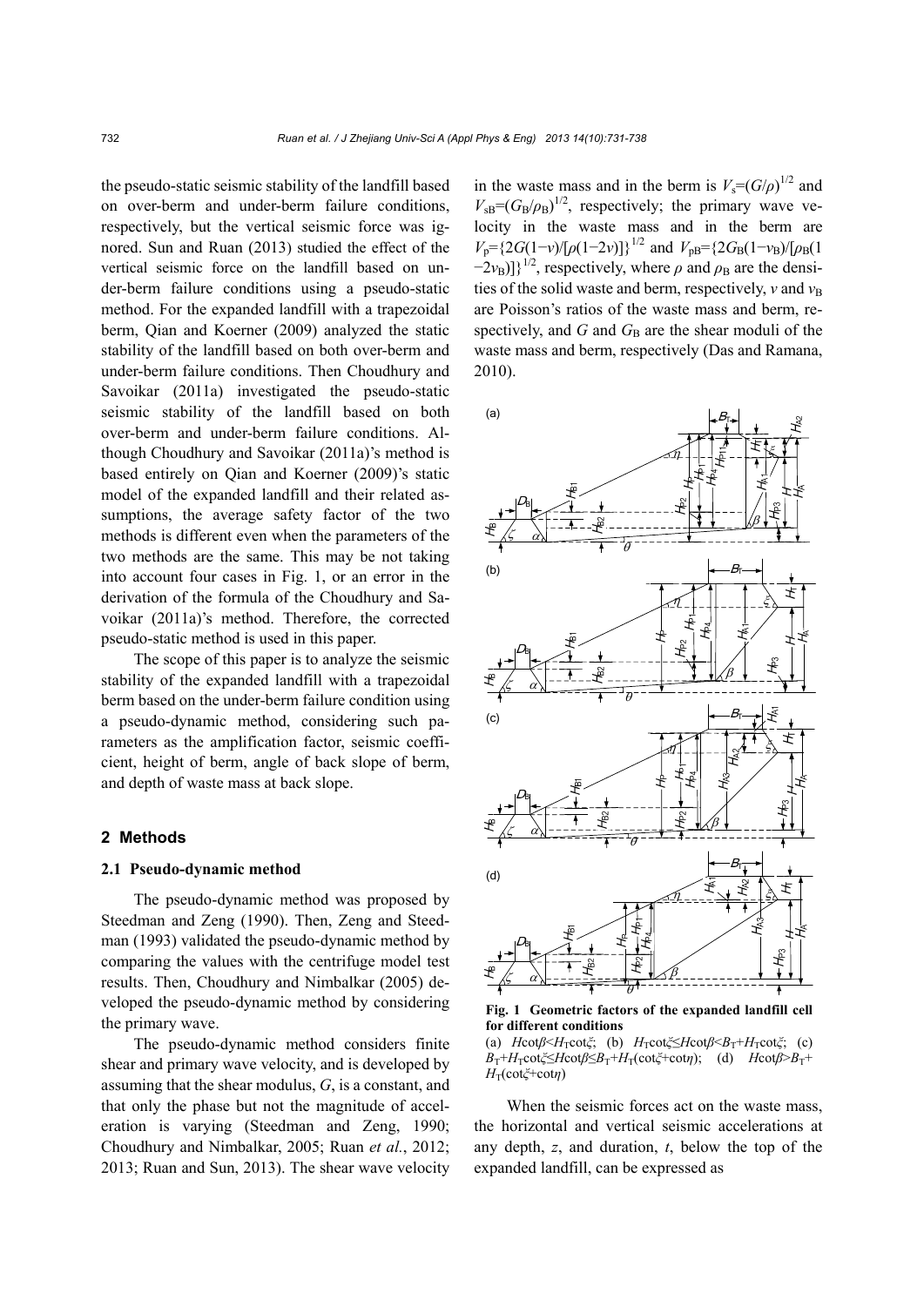the pseudo-static seismic stability of the landfill based on over-berm and under-berm failure conditions, respectively, but the vertical seismic force was ignored. Sun and Ruan (2013) studied the effect of the vertical seismic force on the landfill based on under-berm failure conditions using a pseudo-static method. For the expanded landfill with a trapezoidal berm, Qian and Koerner (2009) analyzed the static stability of the landfill based on both over-berm and under-berm failure conditions. Then Choudhury and Savoikar (2011a) investigated the pseudo-static seismic stability of the landfill based on both over-berm and under-berm failure conditions. Although Choudhury and Savoikar (2011a)'s method is based entirely on Qian and Koerner (2009)'s static model of the expanded landfill and their related assumptions, the average safety factor of the two methods is different even when the parameters of the two methods are the same. This may be not taking into account four cases in Fig. 1, or an error in the derivation of the formula of the Choudhury and Savoikar (2011a)'s method. Therefore, the corrected pseudo-static method is used in this paper.

The scope of this paper is to analyze the seismic stability of the expanded landfill with a trapezoidal berm based on the under-berm failure condition using a pseudo-dynamic method, considering such parameters as the amplification factor, seismic coefficient, height of berm, angle of back slope of berm, and depth of waste mass at back slope.

## 2 Methods

### 2.1 Pseudo-dynamic method

The pseudo-dynamic method was proposed by Steedman and Zeng (1990). Then, Zeng and Steedman (1993) validated the pseudo-dynamic method by comparing the values with the centrifuge model test results. Then, Choudhury and Nimbalkar (2005) developed the pseudo-dynamic method by considering the primary wave.

The pseudo-dynamic method considers finite shear and primary wave velocity, and is developed by assuming that the shear modulus, $G$, is a constant, and that only the phase but not the magnitude of acceleration is varying (Steedman and Zeng, 1990; Choudhury and Nimbalkar, 2005; Ruan *et al.*, 2012; 2013; Ruan and Sun, 2013). The shear wave velocity in the waste mass and in the berm is $V_s=(G/\rho)^{1/2}$ and $V_{sB}=(G_B/\rho_B)^{1/2}$, respectively; the primary wave velocity in the waste mass and in the berm are $V_p=\{2G(1-v)/[\rho(1-2v)]\}^{1/2}$ and $V_{pB}=\{2G_B(1-v_B)/[\rho_B(1-2v_B)]\}^{1/2}$, respectively, where $\rho$ and $\rho_B$ are the densities of the solid waste and berm, respectively, $v$ and $v_B$ are Poisson's ratios of the waste mass and berm, respectively, and $G$ and $G_B$ are the shear moduli of the waste mass and berm, respectively (Das and Ramana, 2010).

**Fig. 1 Geometric factors of the expanded landfill cell for different conditions**

(a) $H\cot\beta<H_T\cot\xi$; (b) $H_T\cot\xi\le H\cot\beta<B_T+H_T\cot\xi$; (c) $B_T+H_T\cot\xi\le H\cot\beta\le B_T+H_T(\cot\xi+\cot\eta)$; (d) $H\cot\beta>B_T+H_T(\cot\xi+\cot\eta)$

When the seismic forces act on the waste mass, the horizontal and vertical seismic accelerations at any depth, $z$, and duration, $t$, below the top of the expanded landfill, can be expressed as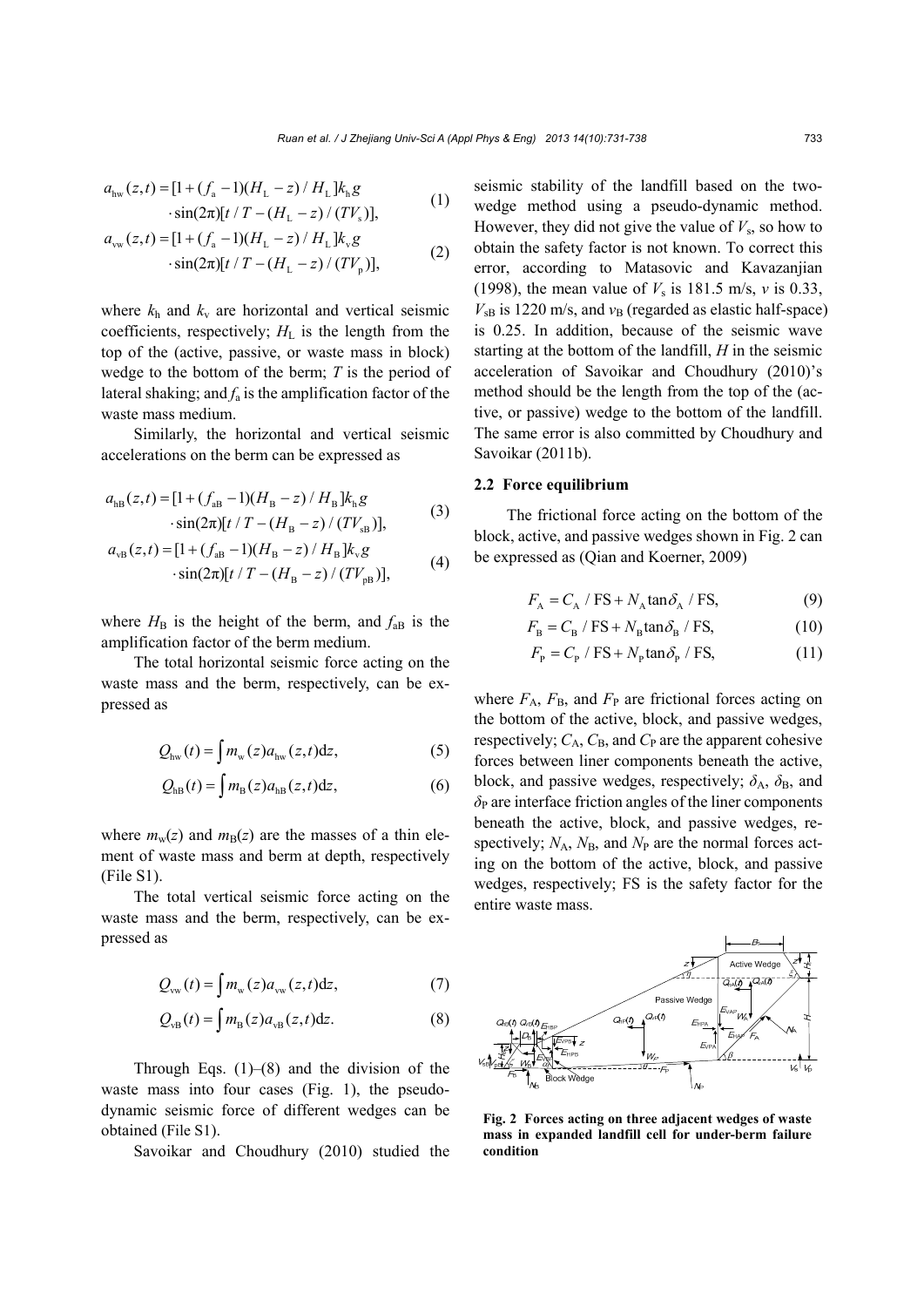$$a_{\mathrm{hw}}(z,t)=[1+(f_{\mathrm{a}}-1)(H_{\mathrm{L}}-z)/H_{\mathrm{L}}]k_{\mathrm{h}}g \cdot\sin(2\pi)[t/T-(H_{\mathrm{L}}-z)/(TV_{\mathrm{s}})], \tag{1}$$

$$a_{\mathrm{vw}}(z,t)=[1+(f_{\mathrm{a}}-1)(H_{\mathrm{L}}-z)/H_{\mathrm{L}}]k_{\mathrm{v}}g \cdot\sin(2\pi)[t/T-(H_{\mathrm{L}}-z)/(TV_{\mathrm{p}})], \tag{2}$$

where $k_{\mathrm{h}}$ and $k_{\mathrm{v}}$ are horizontal and vertical seismic coefficients, respectively; $H_{\mathrm{L}}$ is the length from the top of the (active, passive, or waste mass in block) wedge to the bottom of the berm; $T$ is the period of lateral shaking; and $f_{\mathrm{a}}$ is the amplification factor of the waste mass medium.

Similarly, the horizontal and vertical seismic accelerations on the berm can be expressed as

$$a_{\mathrm{hB}}(z,t)=[1+(f_{\mathrm{aB}}-1)(H_{\mathrm{B}}-z)/H_{\mathrm{B}}]k_{\mathrm{h}}g \cdot\sin(2\pi)[t/T-(H_{\mathrm{B}}-z)/(TV_{\mathrm{sB}})], \tag{3}$$

$$a_{\mathrm{vB}}(z,t)=[1+(f_{\mathrm{aB}}-1)(H_{\mathrm{B}}-z)/H_{\mathrm{B}}]k_{\mathrm{v}}g \cdot\sin(2\pi)[t/T-(H_{\mathrm{B}}-z)/(TV_{\mathrm{pB}})], \tag{4}$$

where $H_{\mathrm{B}}$ is the height of the berm, and $f_{\mathrm{aB}}$ is the amplification factor of the berm medium.

The total horizontal seismic force acting on the waste mass and the berm, respectively, can be expressed as

$$Q_{\mathrm{hw}}(t)=\int m_{\mathrm{w}}(z)a_{\mathrm{hw}}(z,t)\mathrm{d}z, \tag{5}$$

$$Q_{\mathrm{hB}}(t)=\int m_{\mathrm{B}}(z)a_{\mathrm{hB}}(z,t)\mathrm{d}z, \tag{6}$$

where $m_{\mathrm{w}}(z)$ and $m_{\mathrm{B}}(z)$ are the masses of a thin element of waste mass and berm at depth, respectively (File S1).

The total vertical seismic force acting on the waste mass and the berm, respectively, can be expressed as

$$Q_{\mathrm{vw}}(t)=\int m_{\mathrm{w}}(z)a_{\mathrm{vw}}(z,t)\mathrm{d}z, \tag{7}$$

$$Q_{\mathrm{vB}}(t)=\int m_{\mathrm{B}}(z)a_{\mathrm{vB}}(z,t)\mathrm{d}z. \tag{8}$$

Through Eqs. (1)–(8) and the division of the waste mass into four cases (Fig. 1), the pseudo-dynamic seismic force of different wedges can be obtained (File S1).

Savoikar and Choudhury (2010) studied the seismic stability of the landfill based on the two-wedge method using a pseudo-dynamic method. However, they did not give the value of $V_{\mathrm{s}}$, so how to obtain the safety factor is not known. To correct this error, according to Matasovic and Kavazanjian (1998), the mean value of $V_{\mathrm{s}}$ is 181.5 m/s, $v$ is 0.33, $V_{\mathrm{sB}}$ is 1220 m/s, and $v_{\mathrm{B}}$ (regarded as elastic half-space) is 0.25. In addition, because of the seismic wave starting at the bottom of the landfill, $H$ in the seismic acceleration of Savoikar and Choudhury (2010)'s method should be the length from the top of the (active, or passive) wedge to the bottom of the landfill. The same error is also committed by Choudhury and Savoikar (2011b).

### 2.2 Force equilibrium

The frictional force acting on the bottom of the block, active, and passive wedges shown in Fig. 2 can be expressed as (Qian and Koerner, 2009)

$$F_{\mathrm{A}}=C_{\mathrm{A}}/\mathrm{FS}+N_{\mathrm{A}}\tan\delta_{\mathrm{A}}/\mathrm{FS}, \tag{9}$$

$$F_{\mathrm{B}}=C_{\mathrm{B}}/\mathrm{FS}+N_{\mathrm{B}}\tan\delta_{\mathrm{B}}/\mathrm{FS}, \tag{10}$$

$$F_{\mathrm{P}}=C_{\mathrm{P}}/\mathrm{FS}+N_{\mathrm{P}}\tan\delta_{\mathrm{P}}/\mathrm{FS}, \tag{11}$$

where $F_{\mathrm{A}}$, $F_{\mathrm{B}}$, and $F_{\mathrm{P}}$ are frictional forces acting on the bottom of the active, block, and passive wedges, respectively; $C_{\mathrm{A}}$, $C_{\mathrm{B}}$, and $C_{\mathrm{P}}$ are the apparent cohesive forces between liner components beneath the active, block, and passive wedges, respectively; $\delta_{\mathrm{A}}$, $\delta_{\mathrm{B}}$, and $\delta_{\mathrm{P}}$ are interface friction angles of the liner components beneath the active, block, and passive wedges, respectively; $N_{\mathrm{A}}$, $N_{\mathrm{B}}$, and $N_{\mathrm{P}}$ are the normal forces acting on the bottom of the active, block, and passive wedges, respectively; FS is the safety factor for the entire waste mass.

**Fig. 2 Forces acting on three adjacent wedges of waste mass in expanded landfill cell for under-berm failure condition**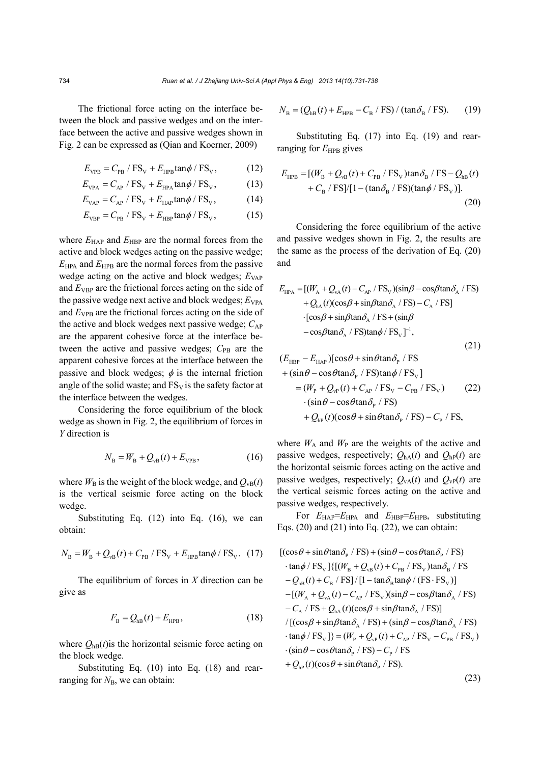The frictional force acting on the interface between the block and passive wedges and on the interface between the active and passive wedges shown in Fig. 2 can be expressed as (Qian and Koerner, 2009)

$$E_{\mathrm{VPB}} = C_{\mathrm{PB}} / \mathrm{FS_V} + E_{\mathrm{HPB}} \tan\phi / \mathrm{FS_V}, \tag{12}$$

$$E_{\mathrm{VPA}} = C_{\mathrm{AP}} / \mathrm{FS_V} + E_{\mathrm{HPA}} \tan\phi / \mathrm{FS_V}, \tag{13}$$

$$E_{\mathrm{VAP}} = C_{\mathrm{AP}} / \mathrm{FS_V} + E_{\mathrm{HAP}} \tan\phi / \mathrm{FS_V}, \tag{14}$$

$$E_{\mathrm{VBP}} = C_{\mathrm{PB}} / \mathrm{FS_V} + E_{\mathrm{HBP}} \tan\phi / \mathrm{FS_V}, \tag{15}$$

where $E_{\mathrm{HAP}}$ and $E_{\mathrm{HBP}}$ are the normal forces from the active and block wedges acting on the passive wedge; $E_{\mathrm{HPA}}$ and $E_{\mathrm{HPB}}$ are the normal forces from the passive wedge acting on the active and block wedges; $E_{\mathrm{VAP}}$ and $E_{\mathrm{VBP}}$ are the frictional forces acting on the side of the passive wedge next active and block wedges; $E_{\mathrm{VPA}}$ and $E_{\mathrm{VPB}}$ are the frictional forces acting on the side of the active and block wedges next passive wedge; $C_{\mathrm{AP}}$ are the apparent cohesive force at the interface between the active and passive wedges; $C_{\mathrm{PB}}$ are the apparent cohesive forces at the interface between the passive and block wedges; $\phi$ is the internal friction angle of the solid waste; and $\mathrm{FS_V}$ is the safety factor at the interface between the wedges.

Considering the force equilibrium of the block wedge as shown in Fig. 2, the equilibrium of forces in *Y* direction is

$$N_{\mathrm{B}} = W_{\mathrm{B}} + Q_{\mathrm{vB}}(t) + E_{\mathrm{VPB}}, \tag{16}$$

where $W_{\mathrm{B}}$ is the weight of the block wedge, and $Q_{\mathrm{vB}}(t)$ is the vertical seismic force acting on the block wedge.

Substituting Eq. (12) into Eq. (16), we can obtain:

$$N_{\mathrm{B}} = W_{\mathrm{B}} + Q_{\mathrm{vB}}(t) + C_{\mathrm{PB}} / \mathrm{FS_V} + E_{\mathrm{HPB}} \tan\phi / \mathrm{FS_V}. \tag{17}$$

The equilibrium of forces in *X* direction can be give as

$$F_{\mathrm{B}} = Q_{\mathrm{hB}}(t) + E_{\mathrm{HPB}}, \tag{18}$$

where $Q_{\mathrm{hB}}(t)$is the horizontal seismic force acting on the block wedge.

Substituting Eq. (10) into Eq. (18) and rearranging for $N_{\mathrm{B}}$, we can obtain:

$$N_{\mathrm{B}} = (Q_{\mathrm{hB}}(t) + E_{\mathrm{HPB}} - C_{\mathrm{B}} / \mathrm{FS}) / (\tan\delta_{\mathrm{B}} / \mathrm{FS}). \tag{19}$$

Substituting Eq. (17) into Eq. (19) and rearranging for $E_{\mathrm{HPB}}$ gives

$$\begin{aligned} E_{\mathrm{HPB}} = {} & [(W_{\mathrm{B}} + Q_{\mathrm{vB}}(t) + C_{\mathrm{PB}} / \mathrm{FS_V})\tan\delta_{\mathrm{B}} / \mathrm{FS} - Q_{\mathrm{hB}}(t) \\ & + C_{\mathrm{B}} / \mathrm{FS}] / [1 - (\tan\delta_{\mathrm{B}} / \mathrm{FS})(\tan\phi / \mathrm{FS_V})]. \end{aligned} \tag{20}$$

Considering the force equilibrium of the active and passive wedges shown in Fig. 2, the results are the same as the process of the derivation of Eq. (20) and

$$\begin{aligned} E_{\mathrm{HPA}} = {} & [(W_{\mathrm{A}} + Q_{\mathrm{vA}}(t) - C_{\mathrm{AP}} / \mathrm{FS_V})(\sin\beta - \cos\beta\tan\delta_{\mathrm{A}} / \mathrm{FS}) \\ & + Q_{\mathrm{hA}}(t)(\cos\beta + \sin\beta\tan\delta_{\mathrm{A}} / \mathrm{FS}) - C_{\mathrm{A}} / \mathrm{FS}] \\ & \cdot [\cos\beta + \sin\beta\tan\delta_{\mathrm{A}} / \mathrm{FS} + (\sin\beta \\ & - \cos\beta\tan\delta_{\mathrm{A}} / \mathrm{FS})\tan\phi / \mathrm{FS_V}]^{-1}, \end{aligned} \tag{21}$$

$$\begin{aligned} & (E_{\mathrm{HBP}} - E_{\mathrm{HAP}})[\cos\theta + \sin\theta\tan\delta_{\mathrm{P}} / \mathrm{FS} \\ & + (\sin\theta - \cos\theta\tan\delta_{\mathrm{P}} / \mathrm{FS})\tan\phi / \mathrm{FS_V}] \\ & = (W_{\mathrm{P}} + Q_{\mathrm{vP}}(t) + C_{\mathrm{AP}} / \mathrm{FS_V} - C_{\mathrm{PB}} / \mathrm{FS_V}) \\ & \quad \cdot (\sin\theta - \cos\theta\tan\delta_{\mathrm{P}} / \mathrm{FS}) \\ & \quad + Q_{\mathrm{hP}}(t)(\cos\theta + \sin\theta\tan\delta_{\mathrm{P}} / \mathrm{FS}) - C_{\mathrm{P}} / \mathrm{FS}, \end{aligned} \tag{22}$$

where $W_{\mathrm{A}}$ and $W_{\mathrm{P}}$ are the weights of the active and passive wedges, respectively; $Q_{\mathrm{hA}}(t)$ and $Q_{\mathrm{hP}}(t)$ are the horizontal seismic forces acting on the active and passive wedges, respectively; $Q_{\mathrm{vA}}(t)$ and $Q_{\mathrm{vP}}(t)$ are the vertical seismic forces acting on the active and passive wedges, respectively.

For $E_{\mathrm{HAP}}=E_{\mathrm{HPA}}$ and $E_{\mathrm{HBP}}=E_{\mathrm{HPB}}$, substituting Eqs. (20) and (21) into Eq. (22), we can obtain:

$$\begin{aligned} & [(\cos\theta + \sin\theta\tan\delta_{\mathrm{P}} / \mathrm{FS}) + (\sin\theta - \cos\theta\tan\delta_{\mathrm{P}} / \mathrm{FS}) \\ & \cdot \tan\phi / \mathrm{FS_V}]\{[(W_{\mathrm{B}} + Q_{\mathrm{vB}}(t) + C_{\mathrm{PB}} / \mathrm{FS_V})\tan\delta_{\mathrm{B}} / \mathrm{FS} \\ & - Q_{\mathrm{hB}}(t) + C_{\mathrm{B}} / \mathrm{FS}] / [1 - \tan\delta_{\mathrm{B}}\tan\phi / (\mathrm{FS} \cdot \mathrm{FS_V})] \\ & - [(W_{\mathrm{A}} + Q_{\mathrm{vA}}(t) - C_{\mathrm{AP}} / \mathrm{FS_V})(\sin\beta - \cos\beta\tan\delta_{\mathrm{A}} / \mathrm{FS}) \\ & - C_{\mathrm{A}} / \mathrm{FS} + Q_{\mathrm{hA}}(t)(\cos\beta + \sin\beta\tan\delta_{\mathrm{A}} / \mathrm{FS})] \\ & / [(\cos\beta + \sin\beta\tan\delta_{\mathrm{A}} / \mathrm{FS}) + (\sin\beta - \cos\beta\tan\delta_{\mathrm{A}} / \mathrm{FS}) \\ & \cdot \tan\phi / \mathrm{FS_V}]\} = (W_{\mathrm{P}} + Q_{\mathrm{vP}}(t) + C_{\mathrm{AP}} / \mathrm{FS_V} - C_{\mathrm{PB}} / \mathrm{FS_V}) \\ & \cdot (\sin\theta - \cos\theta\tan\delta_{\mathrm{P}} / \mathrm{FS}) - C_{\mathrm{P}} / \mathrm{FS} \\ & + Q_{\mathrm{hP}}(t)(\cos\theta + \sin\theta\tan\delta_{\mathrm{P}} / \mathrm{FS}). \end{aligned} \tag{23}$$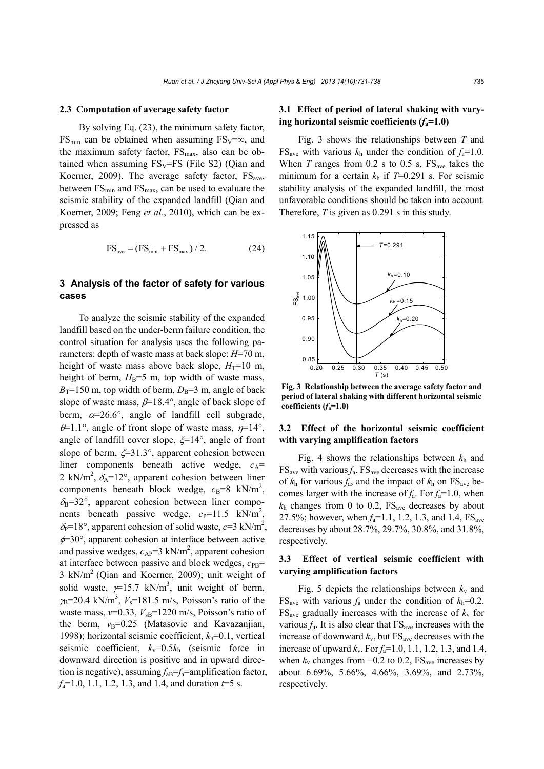### 2.3 Computation of average safety factor

By solving Eq. (23), the minimum safety factor, $FS_{min}$ can be obtained when assuming $FS_V=\infty$, and the maximum safety factor, $FS_{max}$, also can be obtained when assuming $FS_V=FS$ (File S2) (Qian and Koerner, 2009). The average safety factor, $FS_{ave}$, between $FS_{min}$ and $FS_{max}$, can be used to evaluate the seismic stability of the expanded landfill (Qian and Koerner, 2009; Feng *et al.*, 2010), which can be expressed as

$$FS_{ave} = (FS_{min} + FS_{max}) / 2. \tag{24}$$

## 3 Analysis of the factor of safety for various cases

To analyze the seismic stability of the expanded landfill based on the under-berm failure condition, the control situation for analysis uses the following parameters: depth of waste mass at back slope: $H$=70 m, height of waste mass above back slope, $H_T$=10 m, height of berm, $H_B$=5 m, top width of waste mass, $B_T$=150 m, top width of berm, $D_B$=3 m, angle of back slope of waste mass, $\beta$=18.4°, angle of back slope of berm, $\alpha$=26.6°, angle of landfill cell subgrade, $\theta$=1.1°, angle of front slope of waste mass, $\eta$=14°, angle of landfill cover slope, $\xi$=14°, angle of front slope of berm, $\zeta$=31.3°, apparent cohesion between liner components beneath active wedge, $c_A$=2 kN/m$^2$, $\delta_A$=12°, apparent cohesion between liner components beneath block wedge, $c_B$=8 kN/m$^2$, $\delta_B$=32°, apparent cohesion between liner components beneath passive wedge, $c_P$=11.5 kN/m$^2$, $\delta_P$=18°, apparent cohesion of solid waste, $c$=3 kN/m$^2$, $\phi$=30°, apparent cohesion at interface between active and passive wedges, $c_{AP}$=3 kN/m$^2$, apparent cohesion at interface between passive and block wedges, $c_{PB}$=3 kN/m$^2$ (Qian and Koerner, 2009); unit weight of solid waste, $\gamma$=15.7 kN/m$^3$, unit weight of berm, $\gamma_B$=20.4 kN/m$^3$, $V_s$=181.5 m/s, Poisson's ratio of the waste mass, $v$=0.33, $V_{sB}$=1220 m/s, Poisson's ratio of the berm, $v_B$=0.25 (Matasovic and Kavazanjian, 1998); horizontal seismic coefficient, $k_h$=0.1, vertical seismic coefficient, $k_v$=0.5$k_h$ (seismic force in downward direction is positive and in upward direction is negative), assuming $f_{aB}$=$f_a$=amplification factor, $f_a$=1.0, 1.1, 1.2, 1.3, and 1.4, and duration $t$=5 s.

### 3.1 Effect of period of lateral shaking with varying horizontal seismic coefficients ($f_a$=1.0)

Fig. 3 shows the relationships between $T$ and $FS_{ave}$ with various $k_h$ under the condition of $f_a$=1.0. When $T$ ranges from 0.2 s to 0.5 s, $FS_{ave}$ takes the minimum for a certain $k_h$ if $T$=0.291 s. For seismic stability analysis of the expanded landfill, the most unfavorable conditions should be taken into account. Therefore, $T$ is given as 0.291 s in this study.

**Fig. 3 Relationship between the average safety factor and period of lateral shaking with different horizontal seismic coefficients ($f_a$=1.0)**

### 3.2 Effect of the horizontal seismic coefficient with varying amplification factors

Fig. 4 shows the relationships between $k_h$ and $FS_{ave}$ with various $f_a$. $FS_{ave}$ decreases with the increase of $k_h$ for various $f_a$, and the impact of $k_h$ on $FS_{ave}$ becomes larger with the increase of $f_a$. For $f_a$=1.0, when $k_h$ changes from 0 to 0.2, $FS_{ave}$ decreases by about 27.5%; however, when $f_a$=1.1, 1.2, 1.3, and 1.4, $FS_{ave}$ decreases by about 28.7%, 29.7%, 30.8%, and 31.8%, respectively.

### 3.3 Effect of vertical seismic coefficient with varying amplification factors

Fig. 5 depicts the relationships between $k_v$ and $FS_{ave}$ with various $f_a$ under the condition of $k_h$=0.2. $FS_{ave}$ gradually increases with the increase of $k_v$ for various $f_a$. It is also clear that $FS_{ave}$ increases with the increase of downward $k_v$, but $FS_{ave}$ decreases with the increase of upward $k_v$. For $f_a$=1.0, 1.1, 1.2, 1.3, and 1.4, when $k_v$ changes from −0.2 to 0.2, $FS_{ave}$ increases by about 6.69%, 5.66%, 4.66%, 3.69%, and 2.73%, respectively.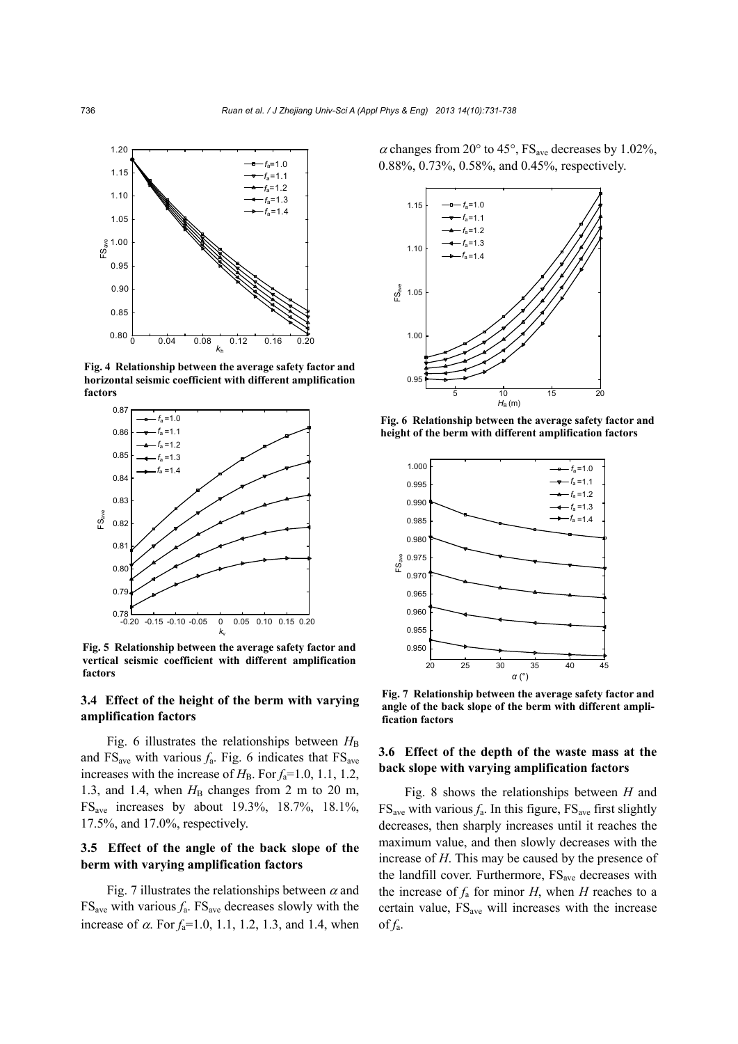Fig. 4 Relationship between the average safety factor and horizontal seismic coefficient with different amplification factors

Fig. 5 Relationship between the average safety factor and vertical seismic coefficient with different amplification factors

### 3.4 Effect of the height of the berm with varying amplification factors

Fig. 6 illustrates the relationships between $H_B$ and $FS_{ave}$ with various $f_a$. Fig. 6 indicates that $FS_{ave}$ increases with the increase of $H_B$. For $f_a$=1.0, 1.1, 1.2, 1.3, and 1.4, when $H_B$ changes from 2 m to 20 m, $FS_{ave}$ increases by about 19.3%, 18.7%, 18.1%, 17.5%, and 17.0%, respectively.

### 3.5 Effect of the angle of the back slope of the berm with varying amplification factors

Fig. 7 illustrates the relationships between $\alpha$ and $FS_{ave}$ with various $f_a$. $FS_{ave}$ decreases slowly with the increase of $\alpha$. For $f_a$=1.0, 1.1, 1.2, 1.3, and 1.4, when $\alpha$ changes from 20° to 45°, $FS_{ave}$ decreases by 1.02%, 0.88%, 0.73%, 0.58%, and 0.45%, respectively.

Fig. 6 Relationship between the average safety factor and height of the berm with different amplification factors

Fig. 7 Relationship between the average safety factor and angle of the back slope of the berm with different amplification factors

### 3.6 Effect of the depth of the waste mass at the back slope with varying amplification factors

Fig. 8 shows the relationships between $H$ and $FS_{ave}$ with various $f_a$. In this figure, $FS_{ave}$ first slightly decreases, then sharply increases until it reaches the maximum value, and then slowly decreases with the increase of $H$. This may be caused by the presence of the landfill cover. Furthermore, $FS_{ave}$ decreases with the increase of $f_a$ for minor $H$, when $H$ reaches to a certain value, $FS_{ave}$ will increases with the increase of $f_a$.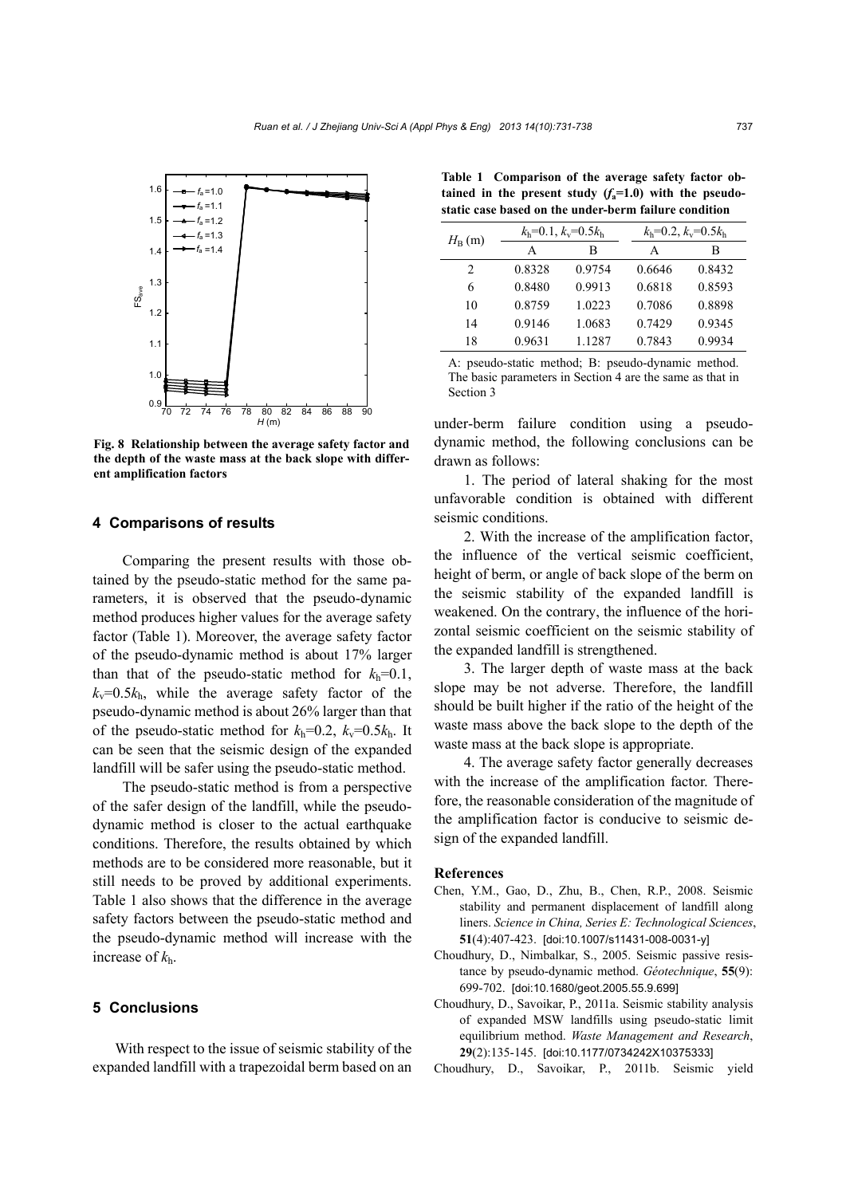Fig. 8 Relationship between the average safety factor and the depth of the waste mass at the back slope with different amplification factors

## 4 Comparisons of results

Comparing the present results with those obtained by the pseudo-static method for the same parameters, it is observed that the pseudo-dynamic method produces higher values for the average safety factor (Table 1). Moreover, the average safety factor of the pseudo-dynamic method is about 17% larger than that of the pseudo-static method for $k_h$=0.1, $k_v$=0.5$k_h$, while the average safety factor of the pseudo-dynamic method is about 26% larger than that of the pseudo-static method for $k_h$=0.2, $k_v$=0.5$k_h$. It can be seen that the seismic design of the expanded landfill will be safer using the pseudo-static method.

The pseudo-static method is from a perspective of the safer design of the landfill, while the pseudo-dynamic method is closer to the actual earthquake conditions. Therefore, the results obtained by which methods are to be considered more reasonable, but it still needs to be proved by additional experiments. Table 1 also shows that the difference in the average safety factors between the pseudo-static method and the pseudo-dynamic method will increase with the increase of $k_h$.

**Table 1 Comparison of the average safety factor obtained in the present study ($f_a$=1.0) with the pseudo-static case based on the under-berm failure condition**

| $H_B$ (m) | $k_h$=0.1, $k_v$=0.5$k_h$ | | $k_h$=0.2, $k_v$=0.5$k_h$ | |
|---|---|---|---|---|
| | A | B | A | B |
| 2 | 0.8328 | 0.9754 | 0.6646 | 0.8432 |
| 6 | 0.8480 | 0.9913 | 0.6818 | 0.8593 |
| 10 | 0.8759 | 1.0223 | 0.7086 | 0.8898 |
| 14 | 0.9146 | 1.0683 | 0.7429 | 0.9345 |
| 18 | 0.9631 | 1.1287 | 0.7843 | 0.9934 |

A: pseudo-static method; B: pseudo-dynamic method. The basic parameters in Section 4 are the same as that in Section 3

## 5 Conclusions

With respect to the issue of seismic stability of the expanded landfill with a trapezoidal berm based on an under-berm failure condition using a pseudo-dynamic method, the following conclusions can be drawn as follows:

1. The period of lateral shaking for the most unfavorable condition is obtained with different seismic conditions.

2. With the increase of the amplification factor, the influence of the vertical seismic coefficient, height of berm, or angle of back slope of the berm on the seismic stability of the expanded landfill is weakened. On the contrary, the influence of the horizontal seismic coefficient on the seismic stability of the expanded landfill is strengthened.

3. The larger depth of waste mass at the back slope may be not adverse. Therefore, the landfill should be built higher if the ratio of the height of the waste mass above the back slope to the depth of the waste mass at the back slope is appropriate.

4. The average safety factor generally decreases with the increase of the amplification factor. Therefore, the reasonable consideration of the magnitude of the amplification factor is conducive to seismic design of the expanded landfill.

## References

Chen, Y.M., Gao, D., Zhu, B., Chen, R.P., 2008. Seismic stability and permanent displacement of landfill along liners. *Science in China, Series E: Technological Sciences*, **51**(4):407-423. [doi:10.1007/s11431-008-0031-y]

Choudhury, D., Nimbalkar, S., 2005. Seismic passive resistance by pseudo-dynamic method. *Géotechnique*, **55**(9): 699-702. [doi:10.1680/geot.2005.55.9.699]

Choudhury, D., Savoikar, P., 2011a. Seismic stability analysis of expanded MSW landfills using pseudo-static limit equilibrium method. *Waste Management and Research*, **29**(2):135-145. [doi:10.1177/0734242X10375333]

Choudhury, D., Savoikar, P., 2011b. Seismic yield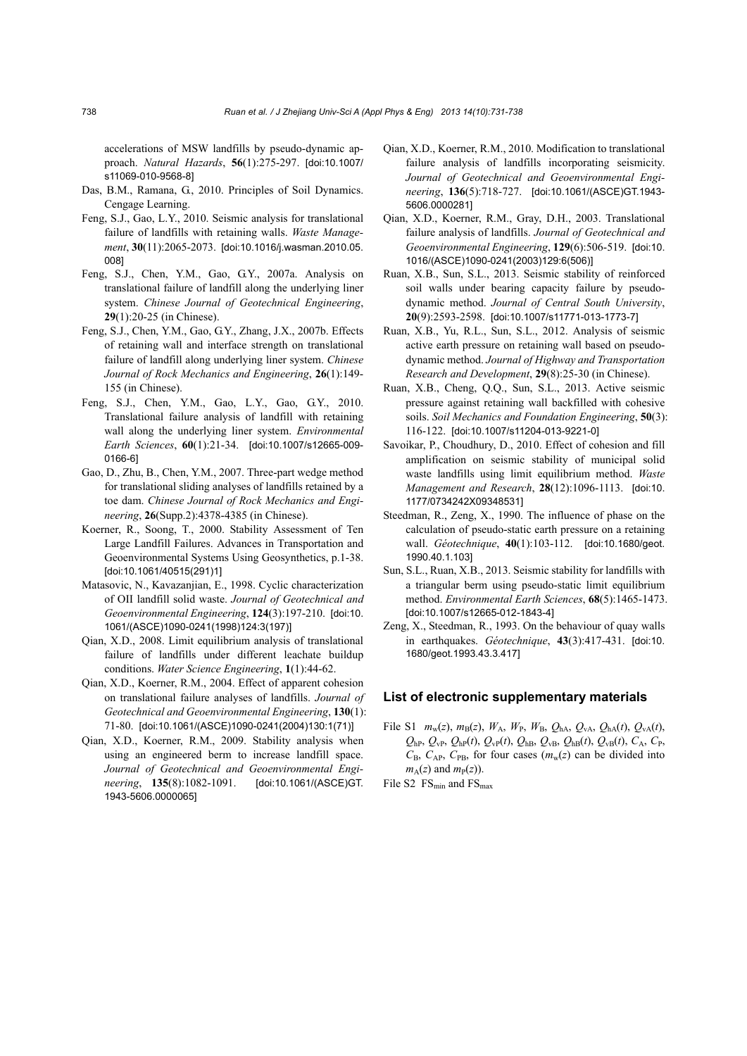accelerations of MSW landfills by pseudo-dynamic approach. *Natural Hazards*, **56**(1):275-297. [doi:10.1007/s11069-010-9568-8]

Das, B.M., Ramana, G., 2010. Principles of Soil Dynamics. Cengage Learning.

Feng, S.J., Gao, L.Y., 2010. Seismic analysis for translational failure of landfills with retaining walls. *Waste Management*, **30**(11):2065-2073. [doi:10.1016/j.wasman.2010.05.008]

Feng, S.J., Chen, Y.M., Gao, G.Y., 2007a. Analysis on translational failure of landfill along the underlying liner system. *Chinese Journal of Geotechnical Engineering*, **29**(1):20-25 (in Chinese).

Feng, S.J., Chen, Y.M., Gao, G.Y., Zhang, J.X., 2007b. Effects of retaining wall and interface strength on translational failure of landfill along underlying liner system. *Chinese Journal of Rock Mechanics and Engineering*, **26**(1):149-155 (in Chinese).

Feng, S.J., Chen, Y.M., Gao, L.Y., Gao, G.Y., 2010. Translational failure analysis of landfill with retaining wall along the underlying liner system. *Environmental Earth Sciences*, **60**(1):21-34. [doi:10.1007/s12665-009-0166-6]

Gao, D., Zhu, B., Chen, Y.M., 2007. Three-part wedge method for translational sliding analyses of landfills retained by a toe dam. *Chinese Journal of Rock Mechanics and Engineering*, **26**(Supp.2):4378-4385 (in Chinese).

Koerner, R., Soong, T., 2000. Stability Assessment of Ten Large Landfill Failures. Advances in Transportation and Geoenvironmental Systems Using Geosynthetics, p.1-38. [doi:10.1061/40515(291)1]

Matasovic, N., Kavazanjian, E., 1998. Cyclic characterization of OII landfill solid waste. *Journal of Geotechnical and Geoenvironmental Engineering*, **124**(3):197-210. [doi:10.1061/(ASCE)1090-0241(1998)124:3(197)]

Qian, X.D., 2008. Limit equilibrium analysis of translational failure of landfills under different leachate buildup conditions. *Water Science Engineering*, **1**(1):44-62.

Qian, X.D., Koerner, R.M., 2004. Effect of apparent cohesion on translational failure analyses of landfills. *Journal of Geotechnical and Geoenvironmental Engineering*, **130**(1):71-80. [doi:10.1061/(ASCE)1090-0241(2004)130:1(71)]

Qian, X.D., Koerner, R.M., 2009. Stability analysis when using an engineered berm to increase landfill space. *Journal of Geotechnical and Geoenvironmental Engineering*, **135**(8):1082-1091. [doi:10.1061/(ASCE)GT.1943-5606.0000065]

Qian, X.D., Koerner, R.M., 2010. Modification to translational failure analysis of landfills incorporating seismicity. *Journal of Geotechnical and Geoenvironmental Engineering*, **136**(5):718-727. [doi:10.1061/(ASCE)GT.1943-5606.0000281]

Qian, X.D., Koerner, R.M., Gray, D.H., 2003. Translational failure analysis of landfills. *Journal of Geotechnical and Geoenvironmental Engineering*, **129**(6):506-519. [doi:10.1016/(ASCE)1090-0241(2003)129:6(506)]

Ruan, X.B., Sun, S.L., 2013. Seismic stability of reinforced soil walls under bearing capacity failure by pseudo-dynamic method. *Journal of Central South University*, **20**(9):2593-2598. [doi:10.1007/s11771-013-1773-7]

Ruan, X.B., Yu, R.L., Sun, S.L., 2012. Analysis of seismic active earth pressure on retaining wall based on pseudo-dynamic method. *Journal of Highway and Transportation Research and Development*, **29**(8):25-30 (in Chinese).

Ruan, X.B., Cheng, Q.Q., Sun, S.L., 2013. Active seismic pressure against retaining wall backfilled with cohesive soils. *Soil Mechanics and Foundation Engineering*, **50**(3):116-122. [doi:10.1007/s11204-013-9221-0]

Savoikar, P., Choudhury, D., 2010. Effect of cohesion and fill amplification on seismic stability of municipal solid waste landfills using limit equilibrium method. *Waste Management and Research*, **28**(12):1096-1113. [doi:10.1177/0734242X09348531]

Steedman, R., Zeng, X., 1990. The influence of phase on the calculation of pseudo-static earth pressure on a retaining wall. *Géotechnique*, **40**(1):103-112. [doi:10.1680/geot.1990.40.1.103]

Sun, S.L., Ruan, X.B., 2013. Seismic stability for landfills with a triangular berm using pseudo-static limit equilibrium method. *Environmental Earth Sciences*, **68**(5):1465-1473. [doi:10.1007/s12665-012-1843-4]

Zeng, X., Steedman, R., 1993. On the behaviour of quay walls in earthquakes. *Géotechnique*, **43**(3):417-431. [doi:10.1680/geot.1993.43.3.417]

## List of electronic supplementary materials

File S1 $m_w(z)$, $m_B(z)$, $W_A$, $W_P$, $W_B$, $Q_{hA}$, $Q_{vA}$, $Q_{hA}(t)$, $Q_{vA}(t)$, $Q_{hP}$, $Q_{vP}$, $Q_{hP}(t)$, $Q_{vP}(t)$, $Q_{hB}$, $Q_{vB}$, $Q_{hB}(t)$, $Q_{vB}(t)$, $C_A$, $C_P$, $C_B$, $C_{AP}$, $C_{PB}$, for four cases ($m_w(z)$ can be divided into $m_A(z)$ and $m_P(z)$).

File S2 $FS_{min}$ and $FS_{max}$